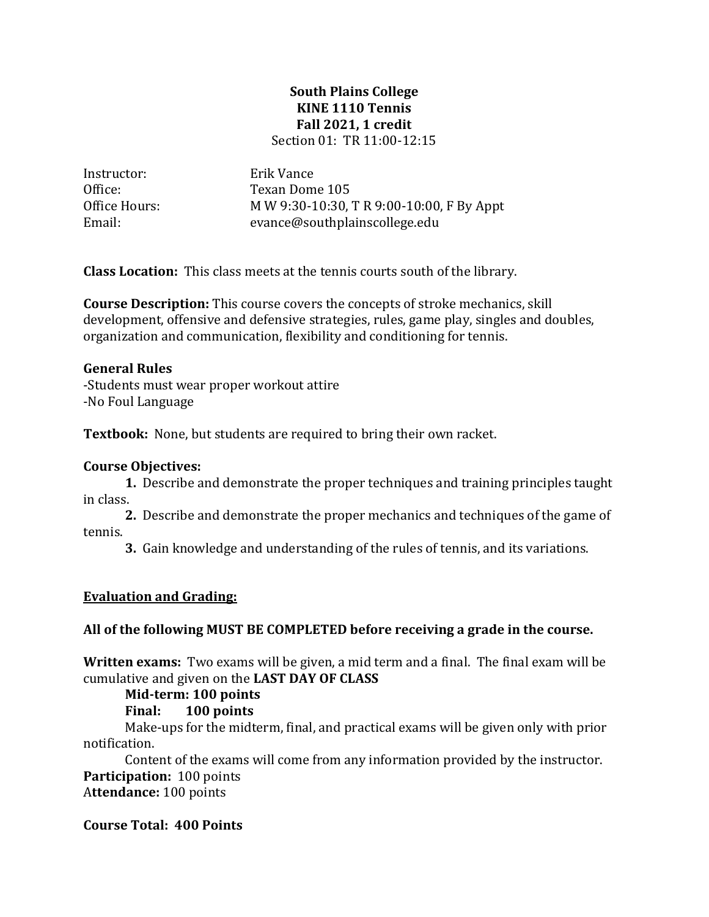**South Plains College**
**KINE 1110 Tennis**
**Fall 2021, 1 credit**
Section 01: TR 11:00-12:15

| | |
|---|---|
| Instructor: | Erik Vance |
| Office: | Texan Dome 105 |
| Office Hours: | M W 9:30-10:30, T R 9:00-10:00, F By Appt |
| Email: | evance@southplainscollege.edu |

**Class Location:** This class meets at the tennis courts south of the library.

**Course Description:** This course covers the concepts of stroke mechanics, skill development, offensive and defensive strategies, rules, game play, singles and doubles, organization and communication, flexibility and conditioning for tennis.

**General Rules**
-Students must wear proper workout attire
-No Foul Language

**Textbook:** None, but students are required to bring their own racket.

**Course Objectives:**

**1.** Describe and demonstrate the proper techniques and training principles taught in class.

**2.** Describe and demonstrate the proper mechanics and techniques of the game of tennis.

**3.** Gain knowledge and understanding of the rules of tennis, and its variations.

**Evaluation and Grading:**

**All of the following MUST BE COMPLETED before receiving a grade in the course.**

**Written exams:** Two exams will be given, a mid term and a final. The final exam will be cumulative and given on the **LAST DAY OF CLASS**

**Mid-term: 100 points**
**Final: 100 points**

Make-ups for the midterm, final, and practical exams will be given only with prior notification.

Content of the exams will come from any information provided by the instructor.

**Participation:** 100 points
A**ttendance:** 100 points

**Course Total: 400 Points**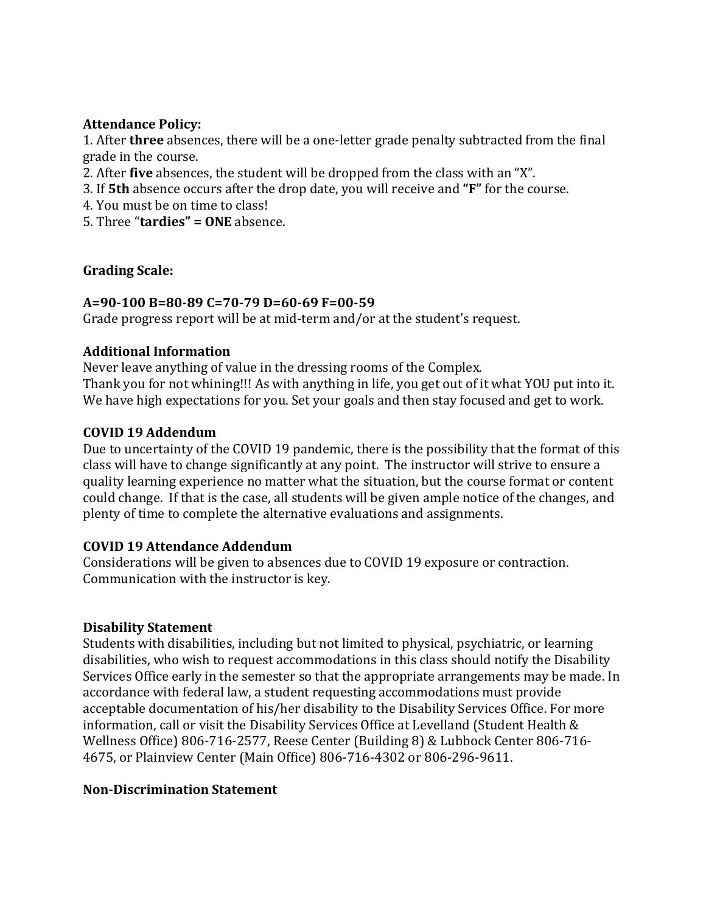**Attendance Policy:**

1. After **three** absences, there will be a one-letter grade penalty subtracted from the final grade in the course.
2. After **five** absences, the student will be dropped from the class with an "X".
3. If **5th** absence occurs after the drop date, you will receive and **"F"** for the course.
4. You must be on time to class!
5. Three "**tardies" = ONE** absence.

**Grading Scale:**

**A=90-100 B=80-89 C=70-79 D=60-69 F=00-59**

Grade progress report will be at mid-term and/or at the student's request.

**Additional Information**

Never leave anything of value in the dressing rooms of the Complex.
Thank you for not whining!!! As with anything in life, you get out of it what YOU put into it. We have high expectations for you. Set your goals and then stay focused and get to work.

**COVID 19 Addendum**

Due to uncertainty of the COVID 19 pandemic, there is the possibility that the format of this class will have to change significantly at any point. The instructor will strive to ensure a quality learning experience no matter what the situation, but the course format or content could change. If that is the case, all students will be given ample notice of the changes, and plenty of time to complete the alternative evaluations and assignments.

**COVID 19 Attendance Addendum**

Considerations will be given to absences due to COVID 19 exposure or contraction. Communication with the instructor is key.

**Disability Statement**

Students with disabilities, including but not limited to physical, psychiatric, or learning disabilities, who wish to request accommodations in this class should notify the Disability Services Office early in the semester so that the appropriate arrangements may be made. In accordance with federal law, a student requesting accommodations must provide acceptable documentation of his/her disability to the Disability Services Office. For more information, call or visit the Disability Services Office at Levelland (Student Health & Wellness Office) 806-716-2577, Reese Center (Building 8) & Lubbock Center 806-716-4675, or Plainview Center (Main Office) 806-716-4302 or 806-296-9611.

**Non-Discrimination Statement**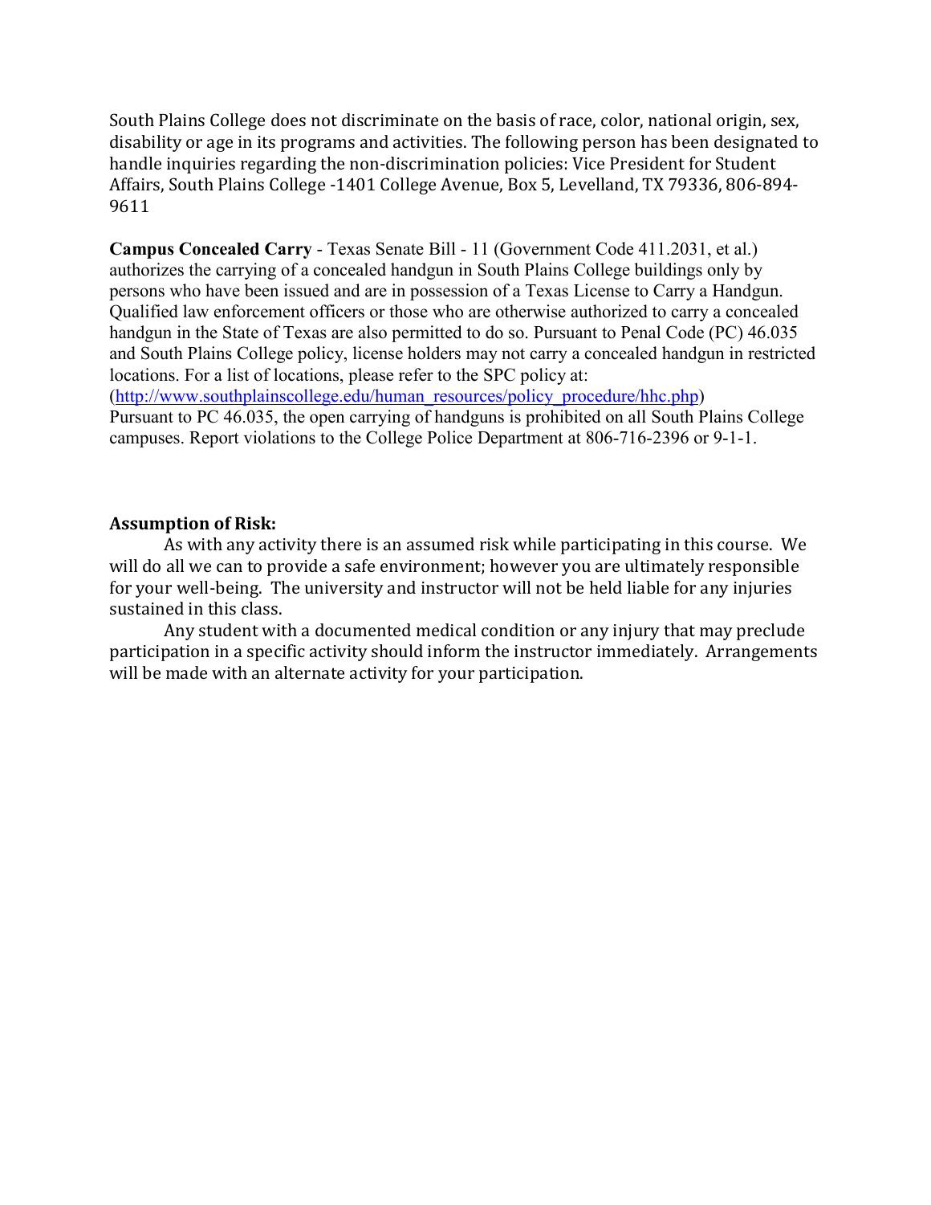South Plains College does not discriminate on the basis of race, color, national origin, sex, disability or age in its programs and activities. The following person has been designated to handle inquiries regarding the non-discrimination policies: Vice President for Student Affairs, South Plains College -1401 College Avenue, Box 5, Levelland, TX 79336, 806-894-9611

**Campus Concealed Carry** - Texas Senate Bill - 11 (Government Code 411.2031, et al.) authorizes the carrying of a concealed handgun in South Plains College buildings only by persons who have been issued and are in possession of a Texas License to Carry a Handgun. Qualified law enforcement officers or those who are otherwise authorized to carry a concealed handgun in the State of Texas are also permitted to do so. Pursuant to Penal Code (PC) 46.035 and South Plains College policy, license holders may not carry a concealed handgun in restricted locations. For a list of locations, please refer to the SPC policy at: (http://www.southplainscollege.edu/human_resources/policy_procedure/hhc.php) Pursuant to PC 46.035, the open carrying of handguns is prohibited on all South Plains College campuses. Report violations to the College Police Department at 806-716-2396 or 9-1-1.

**Assumption of Risk:**

As with any activity there is an assumed risk while participating in this course. We will do all we can to provide a safe environment; however you are ultimately responsible for your well-being. The university and instructor will not be held liable for any injuries sustained in this class.

Any student with a documented medical condition or any injury that may preclude participation in a specific activity should inform the instructor immediately. Arrangements will be made with an alternate activity for your participation.